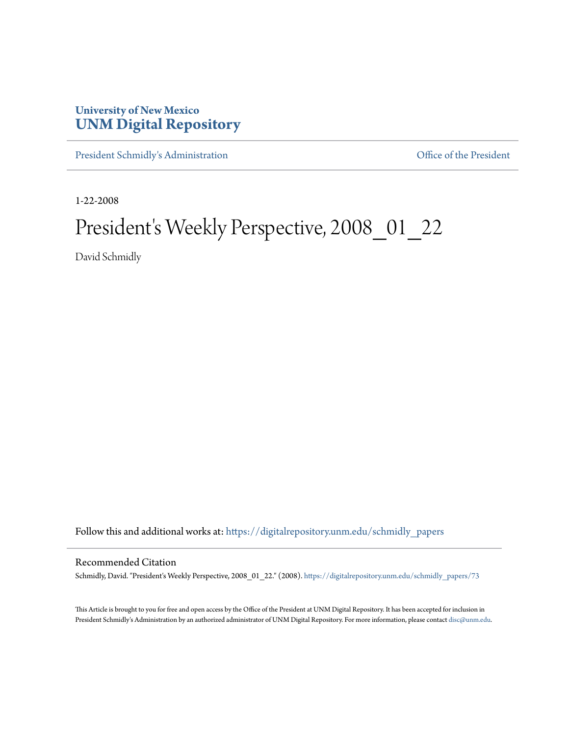**University of New Mexico**
**UNM Digital Repository**

President Schmidly's Administration | Office of the President

1-22-2008

# President's Weekly Perspective, 2008_01_22

David Schmidly

Follow this and additional works at: https://digitalrepository.unm.edu/schmidly_papers

## Recommended Citation

Schmidly, David. "President's Weekly Perspective, 2008_01_22." (2008). https://digitalrepository.unm.edu/schmidly_papers/73

This Article is brought to you for free and open access by the Office of the President at UNM Digital Repository. It has been accepted for inclusion in President Schmidly's Administration by an authorized administrator of UNM Digital Repository. For more information, please contact disc@unm.edu.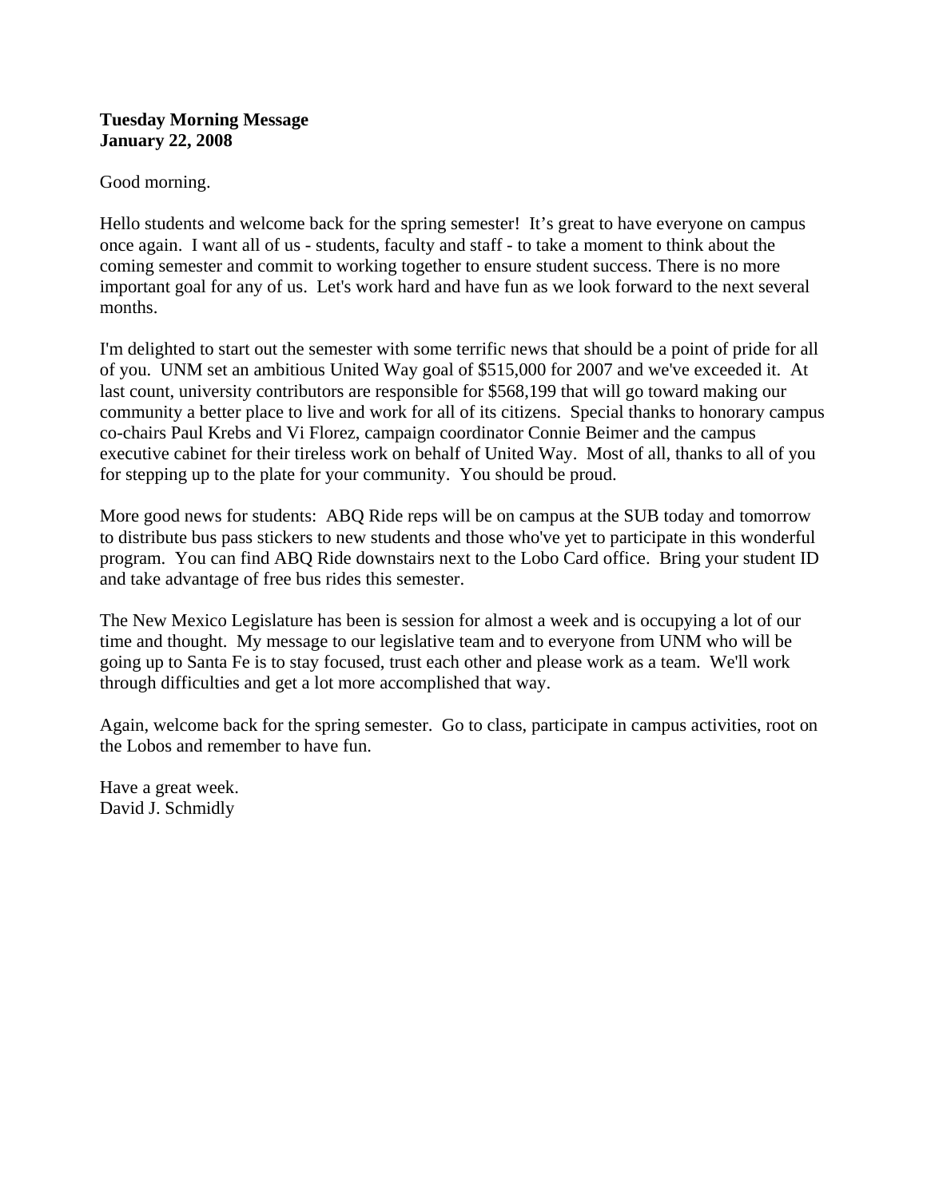**Tuesday Morning Message**
**January 22, 2008**

Good morning.

Hello students and welcome back for the spring semester! It's great to have everyone on campus once again. I want all of us - students, faculty and staff - to take a moment to think about the coming semester and commit to working together to ensure student success. There is no more important goal for any of us. Let's work hard and have fun as we look forward to the next several months.

I'm delighted to start out the semester with some terrific news that should be a point of pride for all of you. UNM set an ambitious United Way goal of $515,000 for 2007 and we've exceeded it. At last count, university contributors are responsible for $568,199 that will go toward making our community a better place to live and work for all of its citizens. Special thanks to honorary campus co-chairs Paul Krebs and Vi Florez, campaign coordinator Connie Beimer and the campus executive cabinet for their tireless work on behalf of United Way. Most of all, thanks to all of you for stepping up to the plate for your community. You should be proud.

More good news for students: ABQ Ride reps will be on campus at the SUB today and tomorrow to distribute bus pass stickers to new students and those who've yet to participate in this wonderful program. You can find ABQ Ride downstairs next to the Lobo Card office. Bring your student ID and take advantage of free bus rides this semester.

The New Mexico Legislature has been is session for almost a week and is occupying a lot of our time and thought. My message to our legislative team and to everyone from UNM who will be going up to Santa Fe is to stay focused, trust each other and please work as a team. We'll work through difficulties and get a lot more accomplished that way.

Again, welcome back for the spring semester. Go to class, participate in campus activities, root on the Lobos and remember to have fun.

Have a great week.
David J. Schmidly